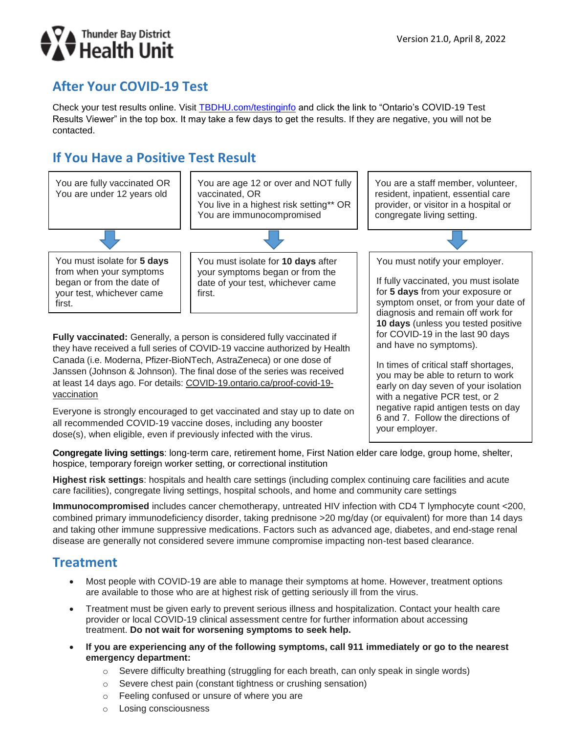Thunder Bay District Health Unit

Version 21.0, April 8, 2022

## After Your COVID-19 Test

Check your test results online. Visit [TBDHU.com/testinginfo](TBDHU.com/testinginfo) and click the link to "Ontario's COVID-19 Test Results Viewer" in the top box. It may take a few days to get the results. If they are negative, you will not be contacted.

## If You Have a Positive Test Result

| You are fully vaccinated OR You are under 12 years old | You are age 12 or over and NOT fully vaccinated, OR You live in a highest risk setting** OR You are immunocompromised | You are a staff member, volunteer, resident, inpatient, essential care provider, or visitor in a hospital or congregate living setting. |
|---|---|---|
| You must isolate for **5 days** from when your symptoms began or from the date of your test, whichever came first. | You must isolate for **10 days** after your symptoms began or from the date of your test, whichever came first. | You must notify your employer.<br><br>If fully vaccinated, you must isolate for **5 days** from your exposure or symptom onset, or from your date of diagnosis and remain off work for **10 days** (unless you tested positive for COVID-19 in the last 90 days and have no symptoms).<br><br>In times of critical staff shortages, you may be able to return to work early on day seven of your isolation with a negative PCR test, or 2 negative rapid antigen tests on day 6 and 7. Follow the directions of your employer. |

**Fully vaccinated:** Generally, a person is considered fully vaccinated if they have received a full series of COVID-19 vaccine authorized by Health Canada (i.e. Moderna, Pfizer-BioNTech, AstraZeneca) or one dose of Janssen (Johnson & Johnson). The final dose of the series was received at least 14 days ago. For details: COVID-19.ontario.ca/proof-covid-19-vaccination

Everyone is strongly encouraged to get vaccinated and stay up to date on all recommended COVID-19 vaccine doses, including any booster dose(s), when eligible, even if previously infected with the virus.

**Congregate living settings**: long-term care, retirement home, First Nation elder care lodge, group home, shelter, hospice, temporary foreign worker setting, or correctional institution

**Highest risk settings**: hospitals and health care settings (including complex continuing care facilities and acute care facilities), congregate living settings, hospital schools, and home and community care settings

**Immunocompromised** includes cancer chemotherapy, untreated HIV infection with CD4 T lymphocyte count <200, combined primary immunodeficiency disorder, taking prednisone >20 mg/day (or equivalent) for more than 14 days and taking other immune suppressive medications. Factors such as advanced age, diabetes, and end-stage renal disease are generally not considered severe immune compromise impacting non-test based clearance.

## Treatment

- Most people with COVID-19 are able to manage their symptoms at home. However, treatment options are available to those who are at highest risk of getting seriously ill from the virus.
- Treatment must be given early to prevent serious illness and hospitalization. Contact your health care provider or local COVID-19 clinical assessment centre for further information about accessing treatment. **Do not wait for worsening symptoms to seek help.**
- **If you are experiencing any of the following symptoms, call 911 immediately or go to the nearest emergency department:**
  - Severe difficulty breathing (struggling for each breath, can only speak in single words)
  - Severe chest pain (constant tightness or crushing sensation)
  - Feeling confused or unsure of where you are
  - Losing consciousness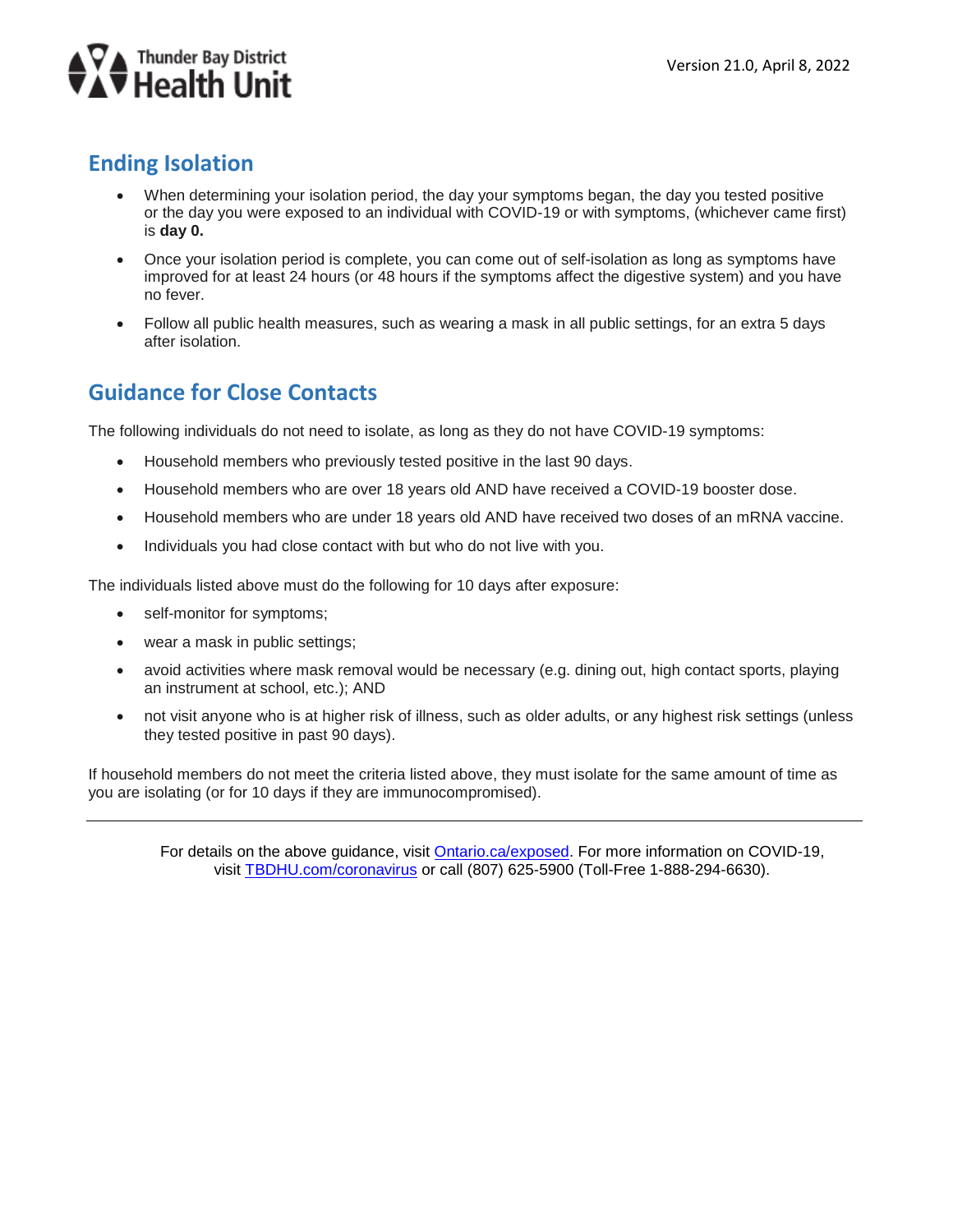## Ending Isolation

- When determining your isolation period, the day your symptoms began, the day you tested positive or the day you were exposed to an individual with COVID-19 or with symptoms, (whichever came first) is **day 0.**
- Once your isolation period is complete, you can come out of self-isolation as long as symptoms have improved for at least 24 hours (or 48 hours if the symptoms affect the digestive system) and you have no fever.
- Follow all public health measures, such as wearing a mask in all public settings, for an extra 5 days after isolation.

## Guidance for Close Contacts

The following individuals do not need to isolate, as long as they do not have COVID-19 symptoms:

- Household members who previously tested positive in the last 90 days.
- Household members who are over 18 years old AND have received a COVID-19 booster dose.
- Household members who are under 18 years old AND have received two doses of an mRNA vaccine.
- Individuals you had close contact with but who do not live with you.

The individuals listed above must do the following for 10 days after exposure:

- self-monitor for symptoms;
- wear a mask in public settings;
- avoid activities where mask removal would be necessary (e.g. dining out, high contact sports, playing an instrument at school, etc.); AND
- not visit anyone who is at higher risk of illness, such as older adults, or any highest risk settings (unless they tested positive in past 90 days).

If household members do not meet the criteria listed above, they must isolate for the same amount of time as you are isolating (or for 10 days if they are immunocompromised).

---

For details on the above guidance, visit [Ontario.ca/exposed](Ontario.ca/exposed). For more information on COVID-19, visit [TBDHU.com/coronavirus](TBDHU.com/coronavirus) or call (807) 625-5900 (Toll-Free 1-888-294-6630).